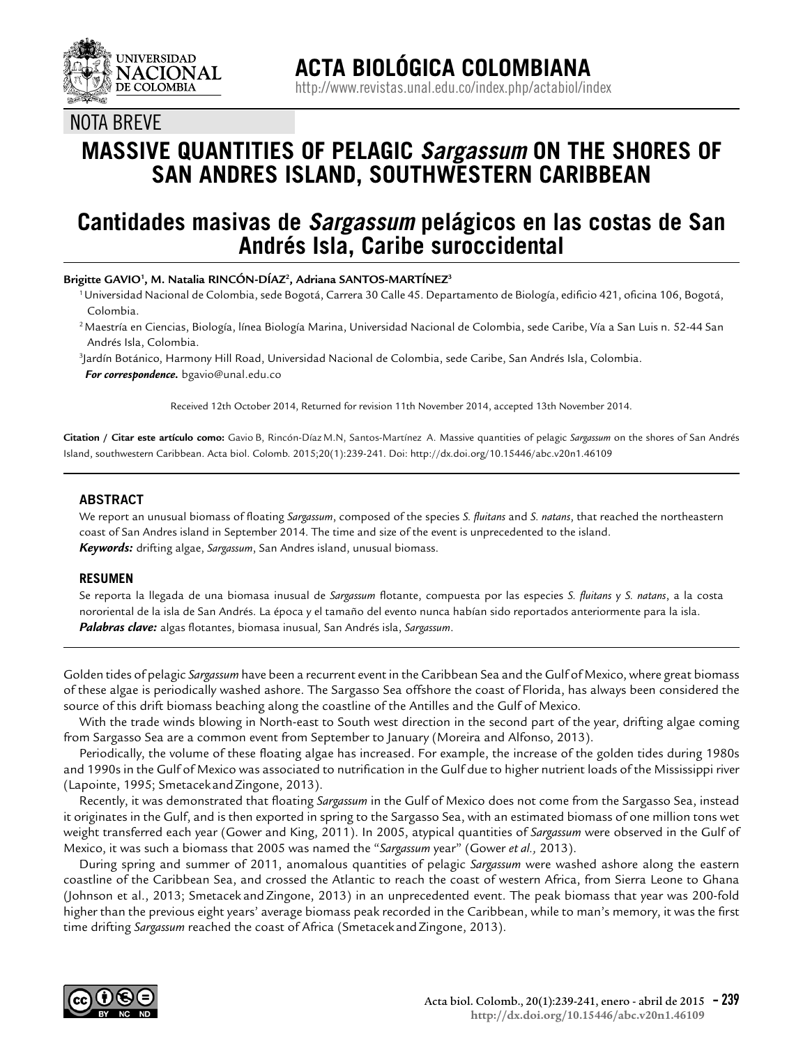UNIVERSIDAD NACIONAL DE COLOMBIA

# ACTA BIOLÓGICA COLOMBIANA

http://www.revistas.unal.edu.co/index.php/actabiol/index

NOTA BREVE

# MASSIVE QUANTITIES OF PELAGIC *Sargassum* ON THE SHORES OF SAN ANDRES ISLAND, SOUTHWESTERN CARIBBEAN

# Cantidades masivas de *Sargassum* pelágicos en las costas de San Andrés Isla, Caribe suroccidental

**Brigitte GAVIO[1], M. Natalia RINCÓN-DÍAZ[2], Adriana SANTOS-MARTÍNEZ[3]**

[1] Universidad Nacional de Colombia, sede Bogotá, Carrera 30 Calle 45. Departamento de Biología, edificio 421, oficina 106, Bogotá, Colombia.

[2] Maestría en Ciencias, Biología, línea Biología Marina, Universidad Nacional de Colombia, sede Caribe, Vía a San Luis n. 52-44 San Andrés Isla, Colombia.

[3] Jardín Botánico, Harmony Hill Road, Universidad Nacional de Colombia, sede Caribe, San Andrés Isla, Colombia.

***For correspondence.*** bgavio@unal.edu.co

Received 12th October 2014, Returned for revision 11th November 2014, accepted 13th November 2014.

**Citation / Citar este artículo como:** Gavio B, Rincón-Díaz M.N, Santos-Martínez A. Massive quantities of pelagic *Sargassum* on the shores of San Andrés Island, southwestern Caribbean. Acta biol. Colomb. 2015;20(1):239-241. Doi: http://dx.doi.org/10.15446/abc.v20n1.46109

## ABSTRACT

We report an unusual biomass of floating *Sargassum*, composed of the species *S. fluitans* and *S. natans*, that reached the northeastern coast of San Andres island in September 2014. The time and size of the event is unprecedented to the island.

***Keywords:*** drifting algae, *Sargassum*, San Andres island, unusual biomass.

## RESUMEN

Se reporta la llegada de una biomasa inusual de *Sargassum* flotante, compuesta por las especies *S. fluitans* y *S. natans*, a la costa nororiental de la isla de San Andrés. La época y el tamaño del evento nunca habían sido reportados anteriormente para la isla.

***Palabras clave:*** algas flotantes, biomasa inusual, San Andrés isla, *Sargassum*.

Golden tides of pelagic *Sargassum* have been a recurrent event in the Caribbean Sea and the Gulf of Mexico, where great biomass of these algae is periodically washed ashore. The Sargasso Sea offshore the coast of Florida, has always been considered the source of this drift biomass beaching along the coastline of the Antilles and the Gulf of Mexico.

With the trade winds blowing in North-east to South west direction in the second part of the year, drifting algae coming from Sargasso Sea are a common event from September to January (Moreira and Alfonso, 2013).

Periodically, the volume of these floating algae has increased. For example, the increase of the golden tides during 1980s and 1990s in the Gulf of Mexico was associated to nutrification in the Gulf due to higher nutrient loads of the Mississippi river (Lapointe, 1995; Smetacek and Zingone, 2013).

Recently, it was demonstrated that floating *Sargassum* in the Gulf of Mexico does not come from the Sargasso Sea, instead it originates in the Gulf, and is then exported in spring to the Sargasso Sea, with an estimated biomass of one million tons wet weight transferred each year (Gower and King, 2011). In 2005, atypical quantities of *Sargassum* were observed in the Gulf of Mexico, it was such a biomass that 2005 was named the "*Sargassum* year" (Gower *et al.,* 2013).

During spring and summer of 2011, anomalous quantities of pelagic *Sargassum* were washed ashore along the eastern coastline of the Caribbean Sea, and crossed the Atlantic to reach the coast of western Africa, from Sierra Leone to Ghana (Johnson et al., 2013; Smetacek and Zingone, 2013) in an unprecedented event. The peak biomass that year was 200-fold higher than the previous eight years' average biomass peak recorded in the Caribbean, while to man's memory, it was the first time drifting *Sargassum* reached the coast of Africa (Smetacek and Zingone, 2013).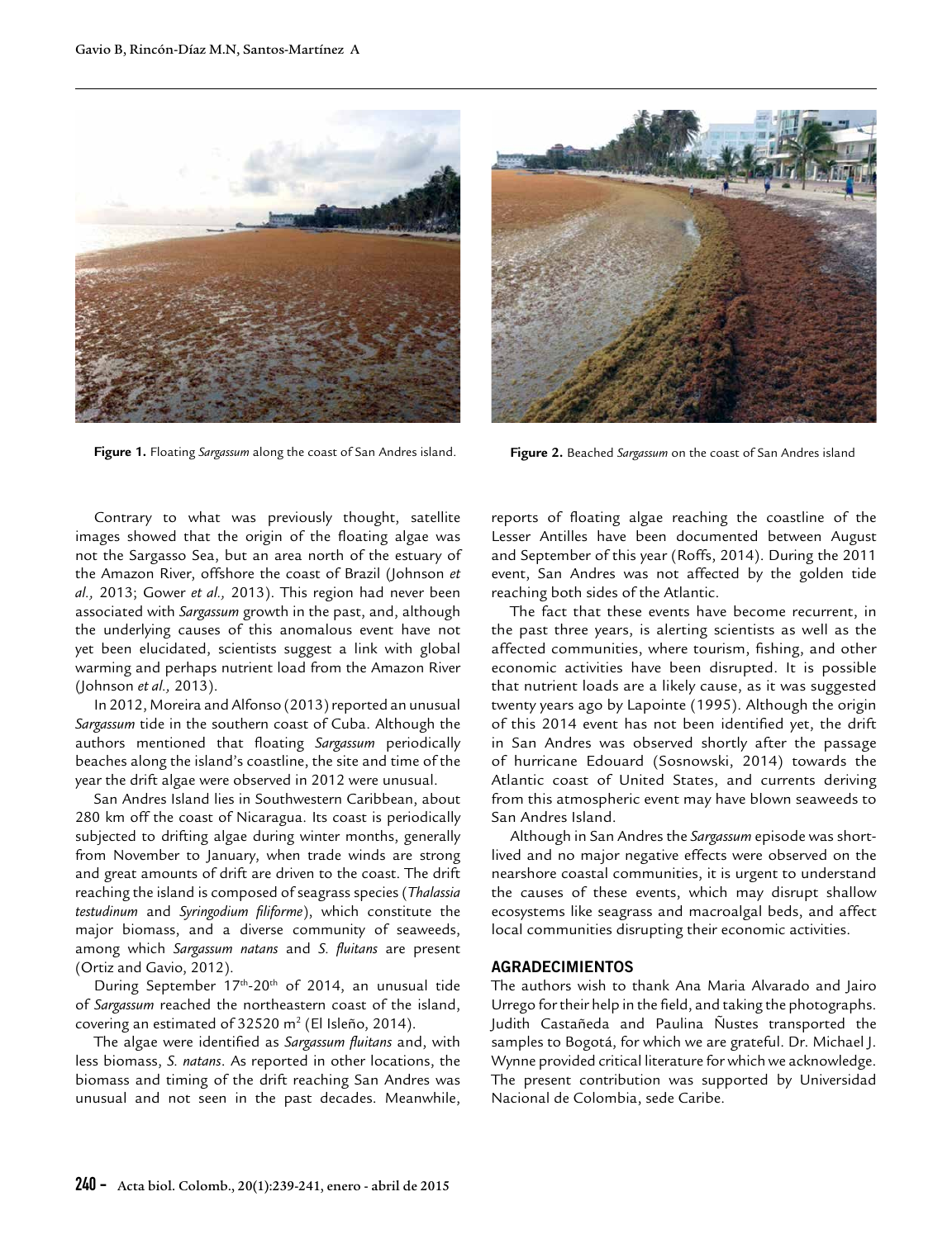Figure 1. Floating *Sargassum* along the coast of San Andres island.

Figure 2. Beached *Sargassum* on the coast of San Andres island

Contrary to what was previously thought, satellite images showed that the origin of the floating algae was not the Sargasso Sea, but an area north of the estuary of the Amazon River, offshore the coast of Brazil (Johnson *et al.,* 2013; Gower *et al.,* 2013). This region had never been associated with *Sargassum* growth in the past, and, although the underlying causes of this anomalous event have not yet been elucidated, scientists suggest a link with global warming and perhaps nutrient load from the Amazon River (Johnson *et al.,* 2013).

In 2012, Moreira and Alfonso (2013) reported an unusual *Sargassum* tide in the southern coast of Cuba. Although the authors mentioned that floating *Sargassum* periodically beaches along the island's coastline, the site and time of the year the drift algae were observed in 2012 were unusual.

San Andres Island lies in Southwestern Caribbean, about 280 km off the coast of Nicaragua. Its coast is periodically subjected to drifting algae during winter months, generally from November to January, when trade winds are strong and great amounts of drift are driven to the coast. The drift reaching the island is composed of seagrass species (*Thalassia testudinum* and *Syringodium filiforme*), which constitute the major biomass, and a diverse community of seaweeds, among which *Sargassum natans* and *S. fluitans* are present (Ortiz and Gavio, 2012).

During September 17th-20th of 2014, an unusual tide of *Sargassum* reached the northeastern coast of the island, covering an estimated of 32520 $m^2$ (El Isleño, 2014).

The algae were identified as *Sargassum fluitans* and, with less biomass, *S. natans*. As reported in other locations, the biomass and timing of the drift reaching San Andres was unusual and not seen in the past decades. Meanwhile, reports of floating algae reaching the coastline of the Lesser Antilles have been documented between August and September of this year (Roffs, 2014). During the 2011 event, San Andres was not affected by the golden tide reaching both sides of the Atlantic.

The fact that these events have become recurrent, in the past three years, is alerting scientists as well as the affected communities, where tourism, fishing, and other economic activities have been disrupted. It is possible that nutrient loads are a likely cause, as it was suggested twenty years ago by Lapointe (1995). Although the origin of this 2014 event has not been identified yet, the drift in San Andres was observed shortly after the passage of hurricane Edouard (Sosnowski, 2014) towards the Atlantic coast of United States, and currents deriving from this atmospheric event may have blown seaweeds to San Andres Island.

Although in San Andres the *Sargassum* episode was short-lived and no major negative effects were observed on the nearshore coastal communities, it is urgent to understand the causes of these events, which may disrupt shallow ecosystems like seagrass and macroalgal beds, and affect local communities disrupting their economic activities.

## AGRADECIMIENTOS

The authors wish to thank Ana Maria Alvarado and Jairo Urrego for their help in the field, and taking the photographs. Judith Castañeda and Paulina Ñustes transported the samples to Bogotá, for which we are grateful. Dr. Michael J. Wynne provided critical literature for which we acknowledge. The present contribution was supported by Universidad Nacional de Colombia, sede Caribe.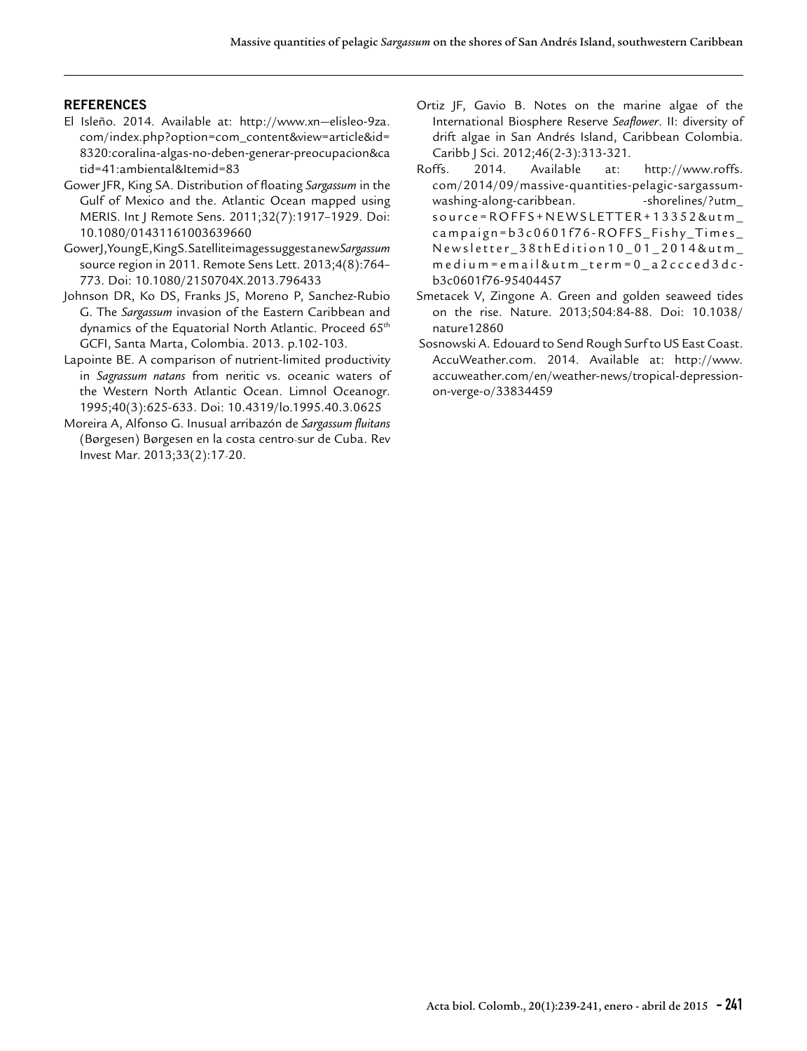## REFERENCES

El Isleño. 2014. Available at: http://www.xn—elisleo-9za.com/index.php?option=com_content&view=article&id=8320:coralina-algas-no-deben-generar-preocupacion&catid=41:ambiental&Itemid=83

Gower JFR, King SA. Distribution of floating *Sargassum* in the Gulf of Mexico and the. Atlantic Ocean mapped using MERIS. Int J Remote Sens. 2011;32(7):1917–1929. Doi: 10.1080/01431161003639660

Gower J, Young E, King S. Satellite images suggest a new *Sargassum* source region in 2011. Remote Sens Lett. 2013;4(8):764–773. Doi: 10.1080/2150704X.2013.796433

Johnson DR, Ko DS, Franks JS, Moreno P, Sanchez-Rubio G. The *Sargassum* invasion of the Eastern Caribbean and dynamics of the Equatorial North Atlantic. Proceed 65th GCFI, Santa Marta, Colombia. 2013. p.102-103.

Lapointe BE. A comparison of nutrient-limited productivity in *Sagrassum natans* from neritic vs. oceanic waters of the Western North Atlantic Ocean. Limnol Oceanogr. 1995;40(3):625-633. Doi: 10.4319/lo.1995.40.3.0625

Moreira A, Alfonso G. Inusual arribazón de *Sargassum fluitans* (Børgesen) Børgesen en la costa centro-sur de Cuba. Rev Invest Mar. 2013;33(2):17-20.

Ortiz JF, Gavio B. Notes on the marine algae of the International Biosphere Reserve *Seaflower*. II: diversity of drift algae in San Andrés Island, Caribbean Colombia. Caribb J Sci. 2012;46(2-3):313-321.

Roffs. 2014. Available at: http://www.roffs.com/2014/09/massive-quantities-pelagic-sargassum-washing-along-caribbean. -shorelines/?utm_source=ROFFS+NEWSLETTER+13352&utm_campaign=b3c0601f76-ROFFS_Fishy_Times_Newsletter_38thEdition10_01_2014&utm_medium=email&utm_term=0_a2ccced3dc-b3c0601f76-95404457

Smetacek V, Zingone A. Green and golden seaweed tides on the rise. Nature. 2013;504:84-88. Doi: 10.1038/nature12860

Sosnowski A. Edouard to Send Rough Surf to US East Coast. AccuWeather.com. 2014. Available at: http://www.accuweather.com/en/weather-news/tropical-depression-on-verge-o/33834459